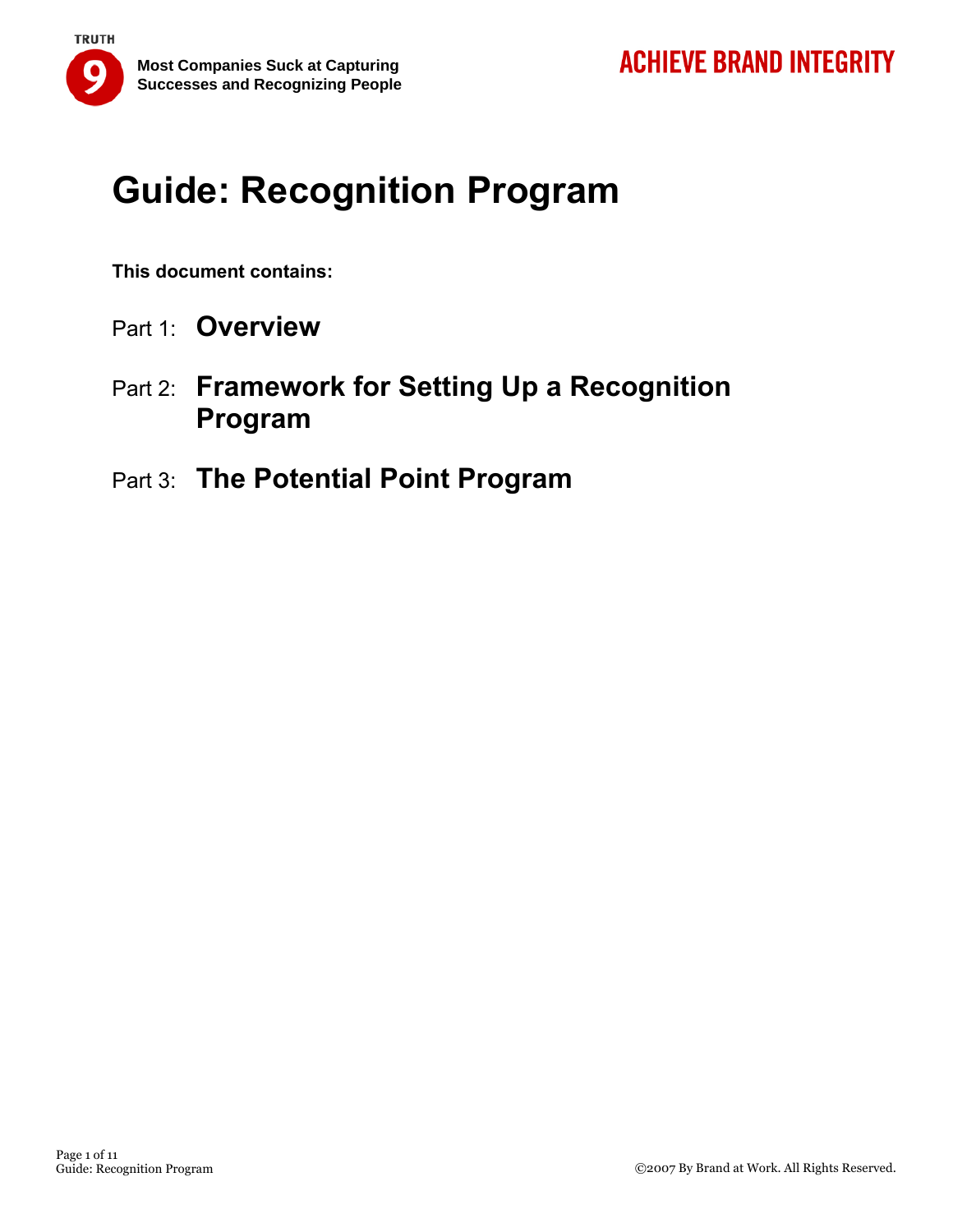TRUTH 9 — Most Companies Suck at Capturing Successes and Recognizing People

ACHIEVE BRAND INTEGRITY

# Guide: Recognition Program

**This document contains:**

Part 1: **Overview**

Part 2: **Framework for Setting Up a Recognition Program**

Part 3: **The Potential Point Program**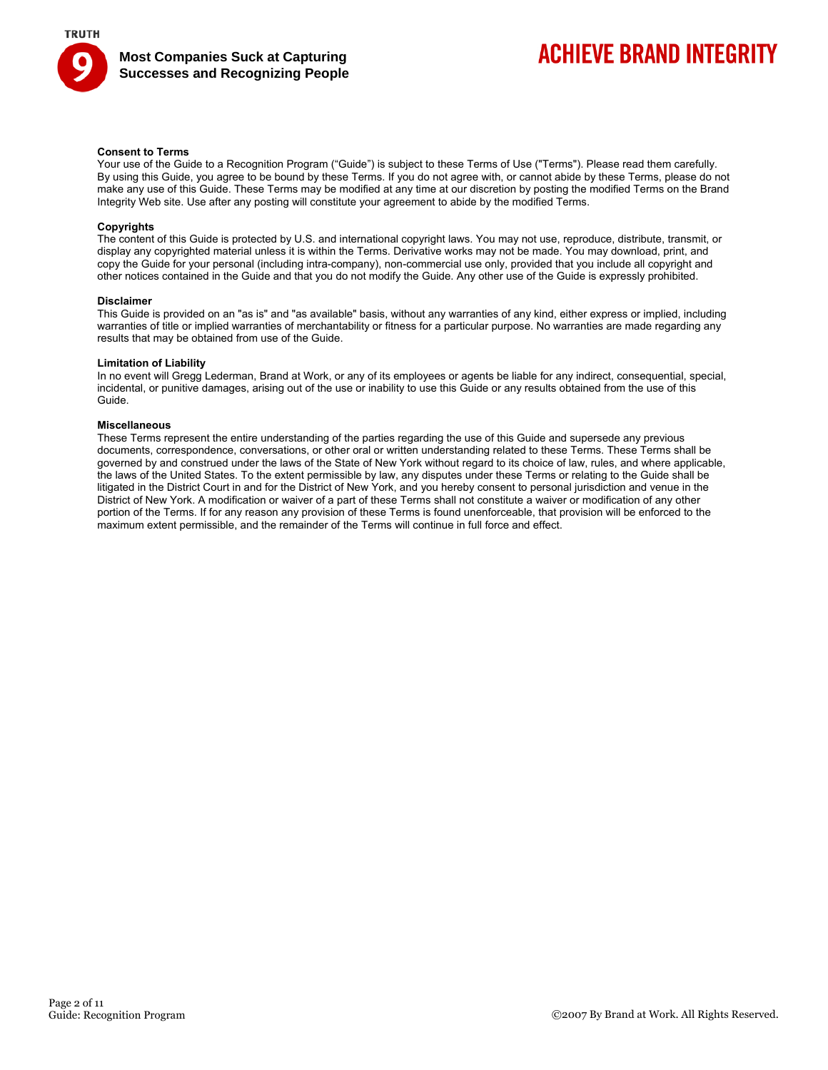### Consent to Terms

Your use of the Guide to a Recognition Program ("Guide") is subject to these Terms of Use ("Terms"). Please read them carefully. By using this Guide, you agree to be bound by these Terms. If you do not agree with, or cannot abide by these Terms, please do not make any use of this Guide. These Terms may be modified at any time at our discretion by posting the modified Terms on the Brand Integrity Web site. Use after any posting will constitute your agreement to abide by the modified Terms.

### Copyrights

The content of this Guide is protected by U.S. and international copyright laws. You may not use, reproduce, distribute, transmit, or display any copyrighted material unless it is within the Terms. Derivative works may not be made. You may download, print, and copy the Guide for your personal (including intra-company), non-commercial use only, provided that you include all copyright and other notices contained in the Guide and that you do not modify the Guide. Any other use of the Guide is expressly prohibited.

### Disclaimer

This Guide is provided on an "as is" and "as available" basis, without any warranties of any kind, either express or implied, including warranties of title or implied warranties of merchantability or fitness for a particular purpose. No warranties are made regarding any results that may be obtained from use of the Guide.

### Limitation of Liability

In no event will Gregg Lederman, Brand at Work, or any of its employees or agents be liable for any indirect, consequential, special, incidental, or punitive damages, arising out of the use or inability to use this Guide or any results obtained from the use of this Guide.

### Miscellaneous

These Terms represent the entire understanding of the parties regarding the use of this Guide and supersede any previous documents, correspondence, conversations, or other oral or written understanding related to these Terms. These Terms shall be governed by and construed under the laws of the State of New York without regard to its choice of law, rules, and where applicable, the laws of the United States. To the extent permissible by law, any disputes under these Terms or relating to the Guide shall be litigated in the District Court in and for the District of New York, and you hereby consent to personal jurisdiction and venue in the District of New York. A modification or waiver of a part of these Terms shall not constitute a waiver or modification of any other portion of the Terms. If for any reason any provision of these Terms is found unenforceable, that provision will be enforced to the maximum extent permissible, and the remainder of the Terms will continue in full force and effect.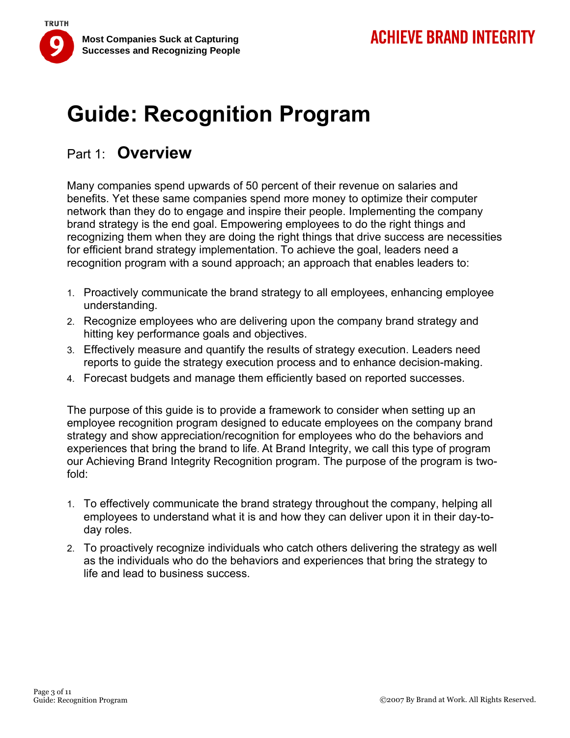# Guide: Recognition Program

## Part 1: Overview

Many companies spend upwards of 50 percent of their revenue on salaries and benefits. Yet these same companies spend more money to optimize their computer network than they do to engage and inspire their people. Implementing the company brand strategy is the end goal. Empowering employees to do the right things and recognizing them when they are doing the right things that drive success are necessities for efficient brand strategy implementation. To achieve the goal, leaders need a recognition program with a sound approach; an approach that enables leaders to:

1. Proactively communicate the brand strategy to all employees, enhancing employee understanding.
2. Recognize employees who are delivering upon the company brand strategy and hitting key performance goals and objectives.
3. Effectively measure and quantify the results of strategy execution. Leaders need reports to guide the strategy execution process and to enhance decision-making.
4. Forecast budgets and manage them efficiently based on reported successes.

The purpose of this guide is to provide a framework to consider when setting up an employee recognition program designed to educate employees on the company brand strategy and show appreciation/recognition for employees who do the behaviors and experiences that bring the brand to life. At Brand Integrity, we call this type of program our Achieving Brand Integrity Recognition program. The purpose of the program is two-fold:

1. To effectively communicate the brand strategy throughout the company, helping all employees to understand what it is and how they can deliver upon it in their day-to-day roles.
2. To proactively recognize individuals who catch others delivering the strategy as well as the individuals who do the behaviors and experiences that bring the strategy to life and lead to business success.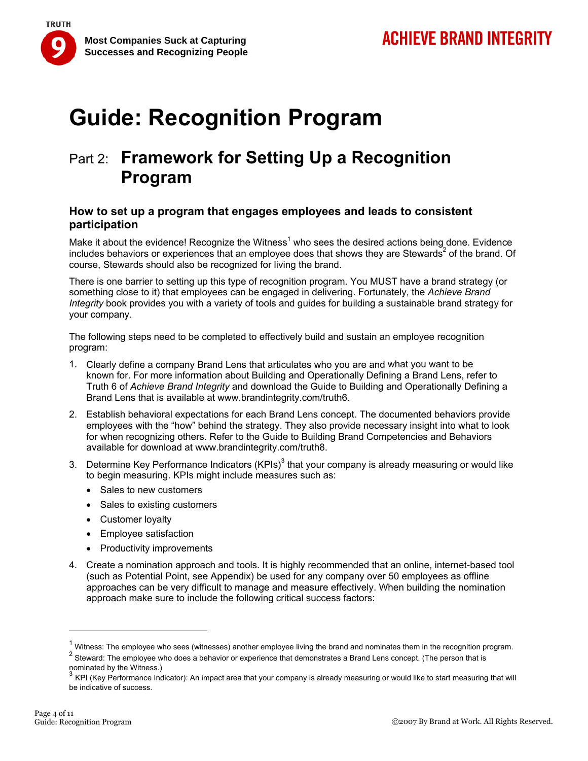# Guide: Recognition Program

## Part 2: **Framework for Setting Up a Recognition Program**

### How to set up a program that engages employees and leads to consistent participation

Make it about the evidence! Recognize the Witness[1] who sees the desired actions being done. Evidence includes behaviors or experiences that an employee does that shows they are Stewards[2] of the brand. Of course, Stewards should also be recognized for living the brand.

There is one barrier to setting up this type of recognition program. You MUST have a brand strategy (or something close to it) that employees can be engaged in delivering. Fortunately, the *Achieve Brand Integrity* book provides you with a variety of tools and guides for building a sustainable brand strategy for your company.

The following steps need to be completed to effectively build and sustain an employee recognition program:

1. Clearly define a company Brand Lens that articulates who you are and what you want to be known for. For more information about Building and Operationally Defining a Brand Lens, refer to Truth 6 of *Achieve Brand Integrity* and download the Guide to Building and Operationally Defining a Brand Lens that is available at www.brandintegrity.com/truth6.
2. Establish behavioral expectations for each Brand Lens concept. The documented behaviors provide employees with the "how" behind the strategy. They also provide necessary insight into what to look for when recognizing others. Refer to the Guide to Building Brand Competencies and Behaviors available for download at www.brandintegrity.com/truth8.
3. Determine Key Performance Indicators (KPIs)[3] that your company is already measuring or would like to begin measuring. KPIs might include measures such as:
   - Sales to new customers
   - Sales to existing customers
   - Customer loyalty
   - Employee satisfaction
   - Productivity improvements
4. Create a nomination approach and tools. It is highly recommended that an online, internet-based tool (such as Potential Point, see Appendix) be used for any company over 50 employees as offline approaches can be very difficult to manage and measure effectively. When building the nomination approach make sure to include the following critical success factors:

---

[1] Witness: The employee who sees (witnesses) another employee living the brand and nominates them in the recognition program.

[2] Steward: The employee who does a behavior or experience that demonstrates a Brand Lens concept. (The person that is nominated by the Witness.)

[3] KPI (Key Performance Indicator): An impact area that your company is already measuring or would like to start measuring that will be indicative of success.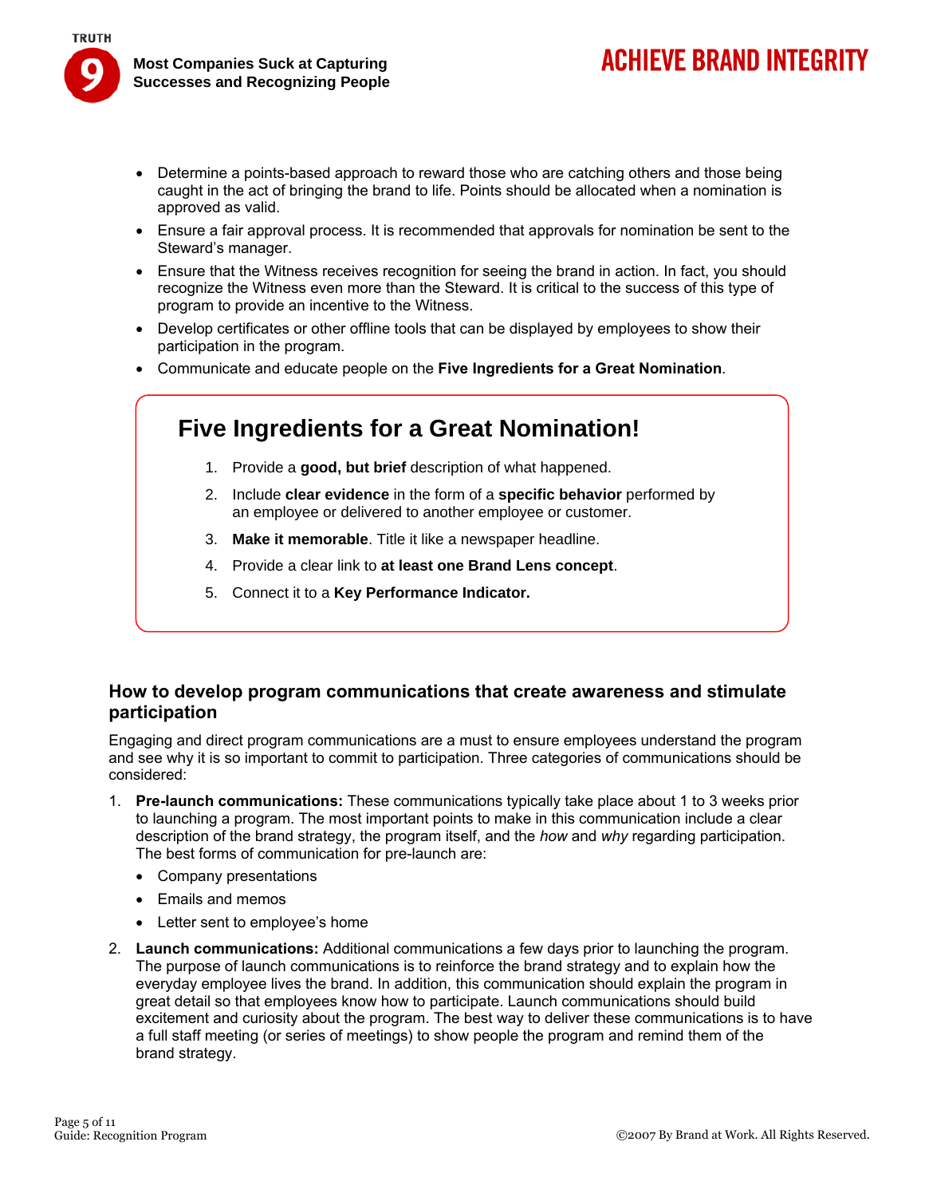- Determine a points-based approach to reward those who are catching others and those being caught in the act of bringing the brand to life. Points should be allocated when a nomination is approved as valid.
- Ensure a fair approval process. It is recommended that approvals for nomination be sent to the Steward's manager.
- Ensure that the Witness receives recognition for seeing the brand in action. In fact, you should recognize the Witness even more than the Steward. It is critical to the success of this type of program to provide an incentive to the Witness.
- Develop certificates or other offline tools that can be displayed by employees to show their participation in the program.
- Communicate and educate people on the **Five Ingredients for a Great Nomination**.

## Five Ingredients for a Great Nomination!

1. Provide a **good, but brief** description of what happened.
2. Include **clear evidence** in the form of a **specific behavior** performed by an employee or delivered to another employee or customer.
3. **Make it memorable**. Title it like a newspaper headline.
4. Provide a clear link to **at least one Brand Lens concept**.
5. Connect it to a **Key Performance Indicator.**

### How to develop program communications that create awareness and stimulate participation

Engaging and direct program communications are a must to ensure employees understand the program and see why it is so important to commit to participation. Three categories of communications should be considered:

1. **Pre-launch communications:** These communications typically take place about 1 to 3 weeks prior to launching a program. The most important points to make in this communication include a clear description of the brand strategy, the program itself, and the *how* and *why* regarding participation. The best forms of communication for pre-launch are:
   - Company presentations
   - Emails and memos
   - Letter sent to employee's home
2. **Launch communications:** Additional communications a few days prior to launching the program. The purpose of launch communications is to reinforce the brand strategy and to explain how the everyday employee lives the brand. In addition, this communication should explain the program in great detail so that employees know how to participate. Launch communications should build excitement and curiosity about the program. The best way to deliver these communications is to have a full staff meeting (or series of meetings) to show people the program and remind them of the brand strategy.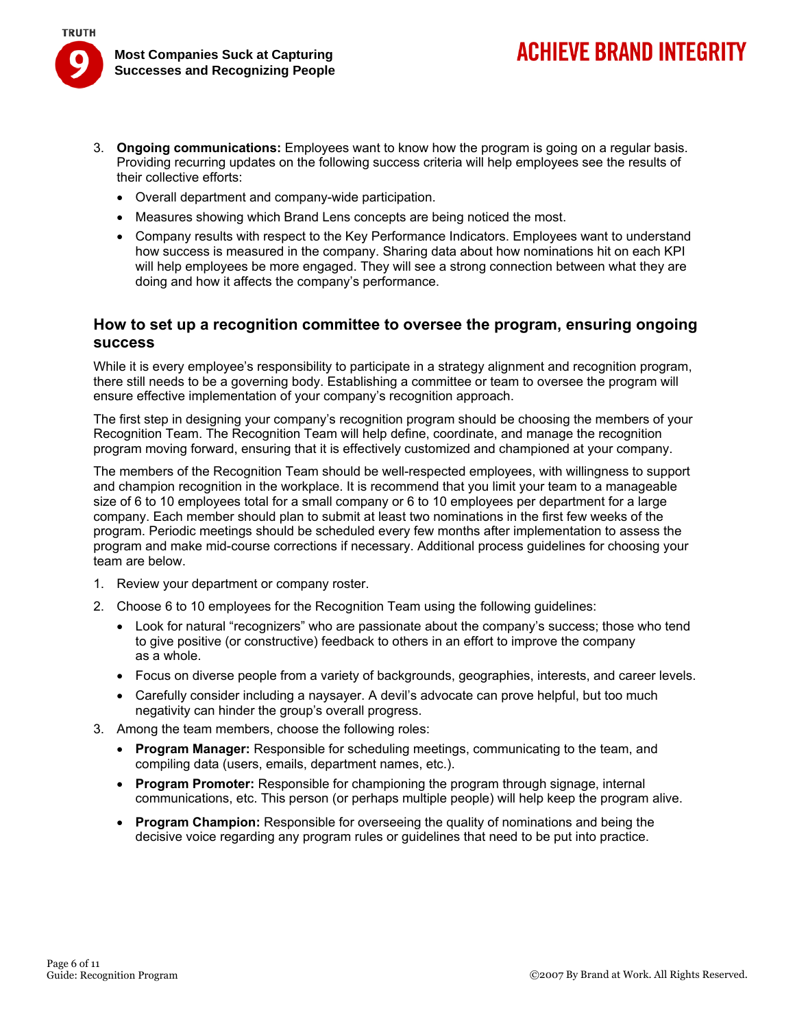3. **Ongoing communications:** Employees want to know how the program is going on a regular basis. Providing recurring updates on the following success criteria will help employees see the results of their collective efforts:
   - Overall department and company-wide participation.
   - Measures showing which Brand Lens concepts are being noticed the most.
   - Company results with respect to the Key Performance Indicators. Employees want to understand how success is measured in the company. Sharing data about how nominations hit on each KPI will help employees be more engaged. They will see a strong connection between what they are doing and how it affects the company's performance.

### How to set up a recognition committee to oversee the program, ensuring ongoing success

While it is every employee's responsibility to participate in a strategy alignment and recognition program, there still needs to be a governing body. Establishing a committee or team to oversee the program will ensure effective implementation of your company's recognition approach.

The first step in designing your company's recognition program should be choosing the members of your Recognition Team. The Recognition Team will help define, coordinate, and manage the recognition program moving forward, ensuring that it is effectively customized and championed at your company.

The members of the Recognition Team should be well-respected employees, with willingness to support and champion recognition in the workplace. It is recommend that you limit your team to a manageable size of 6 to 10 employees total for a small company or 6 to 10 employees per department for a large company. Each member should plan to submit at least two nominations in the first few weeks of the program. Periodic meetings should be scheduled every few months after implementation to assess the program and make mid-course corrections if necessary. Additional process guidelines for choosing your team are below.

1. Review your department or company roster.
2. Choose 6 to 10 employees for the Recognition Team using the following guidelines:
   - Look for natural "recognizers" who are passionate about the company's success; those who tend to give positive (or constructive) feedback to others in an effort to improve the company as a whole.
   - Focus on diverse people from a variety of backgrounds, geographies, interests, and career levels.
   - Carefully consider including a naysayer. A devil's advocate can prove helpful, but too much negativity can hinder the group's overall progress.
3. Among the team members, choose the following roles:
   - **Program Manager:** Responsible for scheduling meetings, communicating to the team, and compiling data (users, emails, department names, etc.).
   - **Program Promoter:** Responsible for championing the program through signage, internal communications, etc. This person (or perhaps multiple people) will help keep the program alive.
   - **Program Champion:** Responsible for overseeing the quality of nominations and being the decisive voice regarding any program rules or guidelines that need to be put into practice.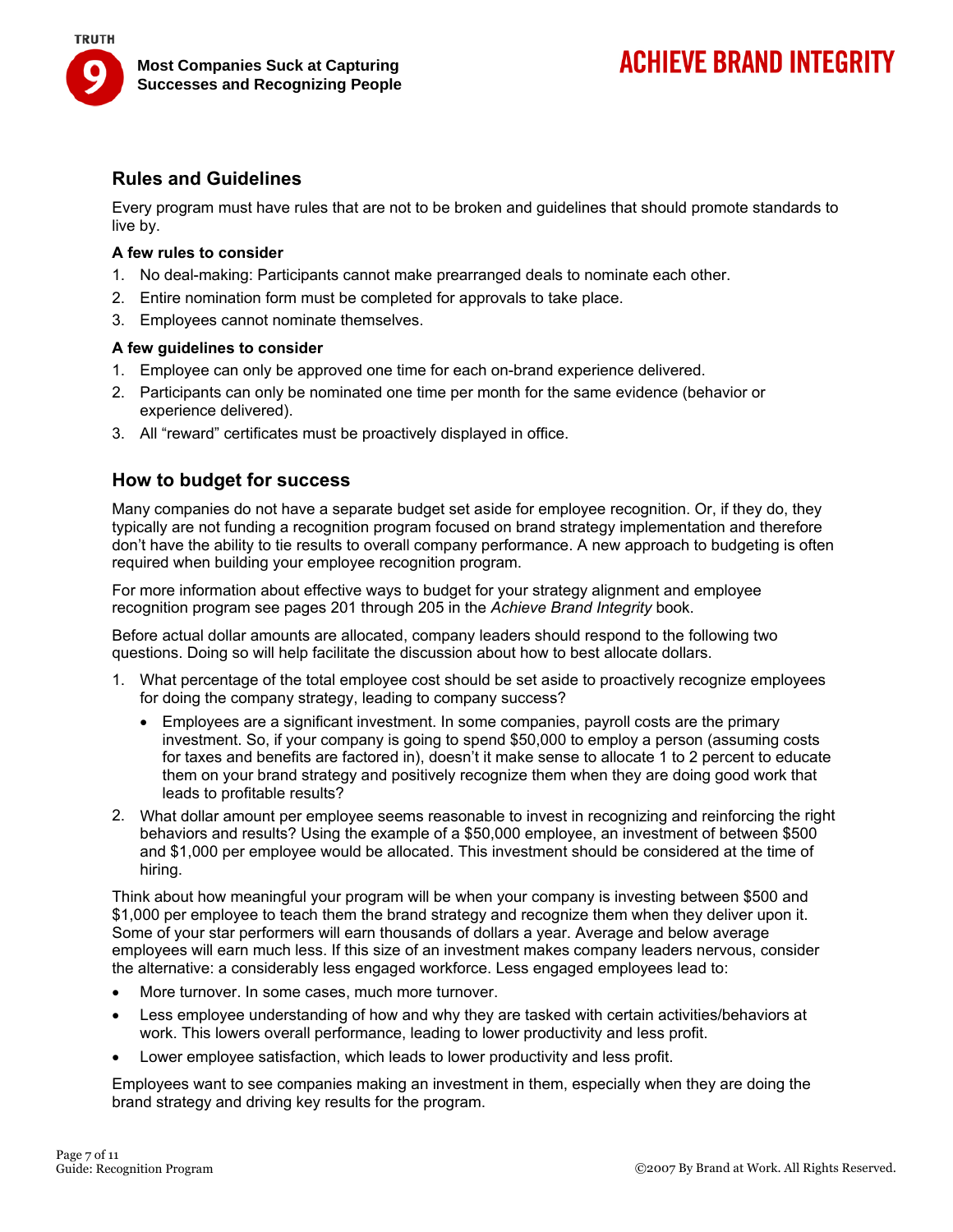## Rules and Guidelines

Every program must have rules that are not to be broken and guidelines that should promote standards to live by.

**A few rules to consider**

1. No deal-making: Participants cannot make prearranged deals to nominate each other.
2. Entire nomination form must be completed for approvals to take place.
3. Employees cannot nominate themselves.

**A few guidelines to consider**

1. Employee can only be approved one time for each on-brand experience delivered.
2. Participants can only be nominated one time per month for the same evidence (behavior or experience delivered).
3. All "reward" certificates must be proactively displayed in office.

## How to budget for success

Many companies do not have a separate budget set aside for employee recognition. Or, if they do, they typically are not funding a recognition program focused on brand strategy implementation and therefore don't have the ability to tie results to overall company performance. A new approach to budgeting is often required when building your employee recognition program.

For more information about effective ways to budget for your strategy alignment and employee recognition program see pages 201 through 205 in the *Achieve Brand Integrity* book.

Before actual dollar amounts are allocated, company leaders should respond to the following two questions. Doing so will help facilitate the discussion about how to best allocate dollars.

1. What percentage of the total employee cost should be set aside to proactively recognize employees for doing the company strategy, leading to company success?
   - Employees are a significant investment. In some companies, payroll costs are the primary investment. So, if your company is going to spend $50,000 to employ a person (assuming costs for taxes and benefits are factored in), doesn't it make sense to allocate 1 to 2 percent to educate them on your brand strategy and positively recognize them when they are doing good work that leads to profitable results?
2. What dollar amount per employee seems reasonable to invest in recognizing and reinforcing the right behaviors and results? Using the example of a $50,000 employee, an investment of between $500 and $1,000 per employee would be allocated. This investment should be considered at the time of hiring.

Think about how meaningful your program will be when your company is investing between $500 and $1,000 per employee to teach them the brand strategy and recognize them when they deliver upon it. Some of your star performers will earn thousands of dollars a year. Average and below average employees will earn much less. If this size of an investment makes company leaders nervous, consider the alternative: a considerably less engaged workforce. Less engaged employees lead to:

- More turnover. In some cases, much more turnover.
- Less employee understanding of how and why they are tasked with certain activities/behaviors at work. This lowers overall performance, leading to lower productivity and less profit.
- Lower employee satisfaction, which leads to lower productivity and less profit.

Employees want to see companies making an investment in them, especially when they are doing the brand strategy and driving key results for the program.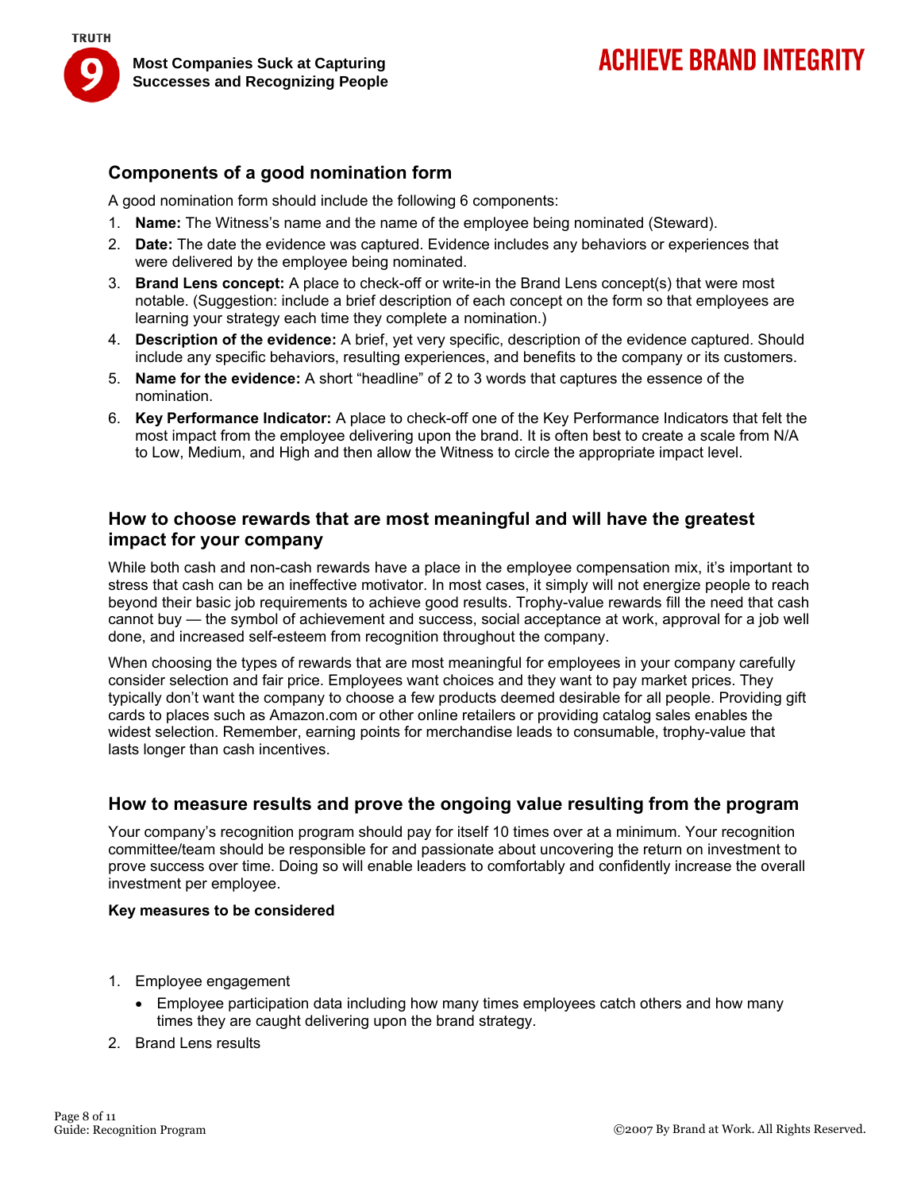## Components of a good nomination form

A good nomination form should include the following 6 components:

1. **Name:** The Witness's name and the name of the employee being nominated (Steward).
2. **Date:** The date the evidence was captured. Evidence includes any behaviors or experiences that were delivered by the employee being nominated.
3. **Brand Lens concept:** A place to check-off or write-in the Brand Lens concept(s) that were most notable. (Suggestion: include a brief description of each concept on the form so that employees are learning your strategy each time they complete a nomination.)
4. **Description of the evidence:** A brief, yet very specific, description of the evidence captured. Should include any specific behaviors, resulting experiences, and benefits to the company or its customers.
5. **Name for the evidence:** A short "headline" of 2 to 3 words that captures the essence of the nomination.
6. **Key Performance Indicator:** A place to check-off one of the Key Performance Indicators that felt the most impact from the employee delivering upon the brand. It is often best to create a scale from N/A to Low, Medium, and High and then allow the Witness to circle the appropriate impact level.

## How to choose rewards that are most meaningful and will have the greatest impact for your company

While both cash and non-cash rewards have a place in the employee compensation mix, it's important to stress that cash can be an ineffective motivator. In most cases, it simply will not energize people to reach beyond their basic job requirements to achieve good results. Trophy-value rewards fill the need that cash cannot buy — the symbol of achievement and success, social acceptance at work, approval for a job well done, and increased self-esteem from recognition throughout the company.

When choosing the types of rewards that are most meaningful for employees in your company carefully consider selection and fair price. Employees want choices and they want to pay market prices. They typically don't want the company to choose a few products deemed desirable for all people. Providing gift cards to places such as Amazon.com or other online retailers or providing catalog sales enables the widest selection. Remember, earning points for merchandise leads to consumable, trophy-value that lasts longer than cash incentives.

## How to measure results and prove the ongoing value resulting from the program

Your company's recognition program should pay for itself 10 times over at a minimum. Your recognition committee/team should be responsible for and passionate about uncovering the return on investment to prove success over time. Doing so will enable leaders to comfortably and confidently increase the overall investment per employee.

**Key measures to be considered**

1. Employee engagement
   - Employee participation data including how many times employees catch others and how many times they are caught delivering upon the brand strategy.
2. Brand Lens results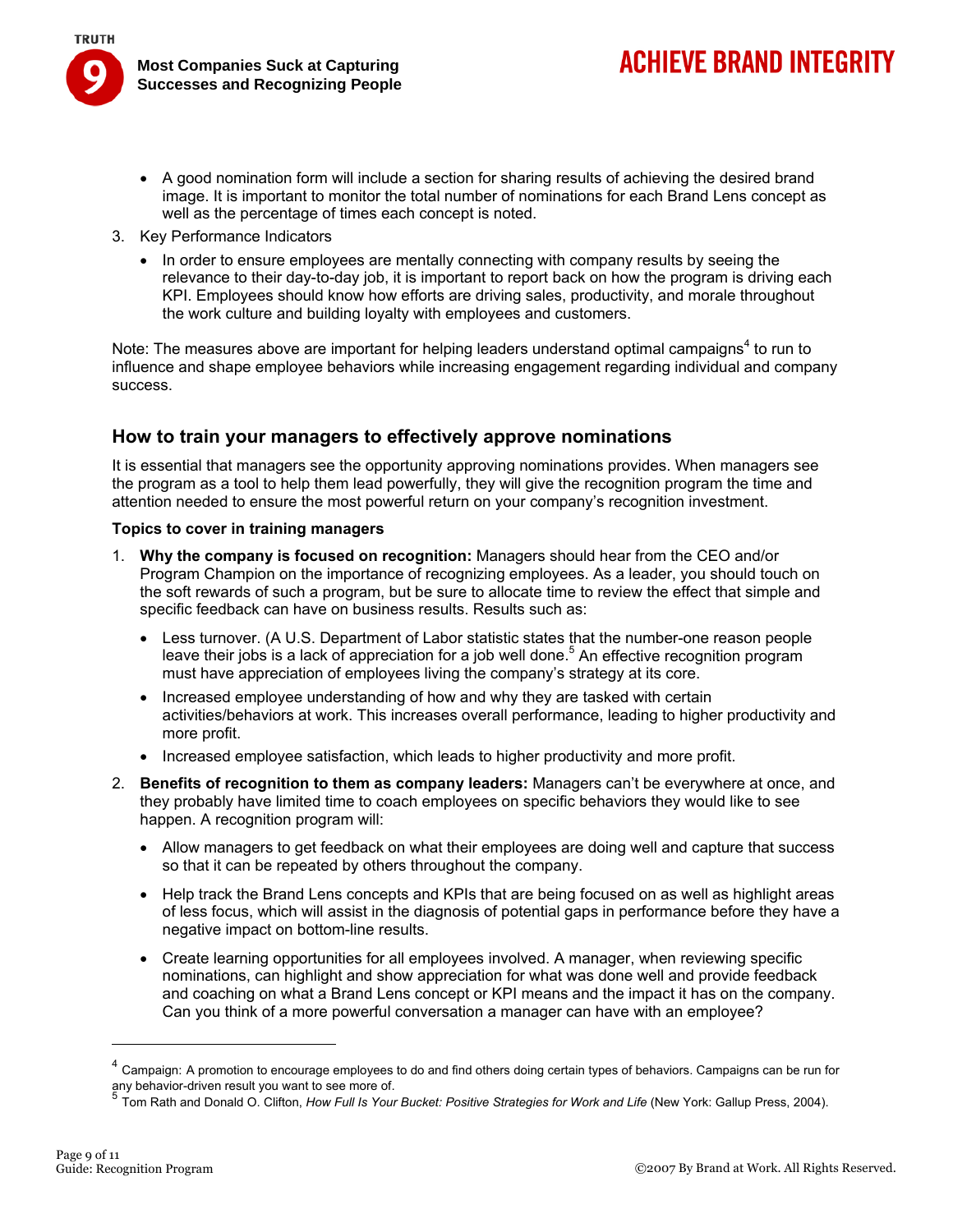- A good nomination form will include a section for sharing results of achieving the desired brand image. It is important to monitor the total number of nominations for each Brand Lens concept as well as the percentage of times each concept is noted.

3. Key Performance Indicators
   - In order to ensure employees are mentally connecting with company results by seeing the relevance to their day-to-day job, it is important to report back on how the program is driving each KPI. Employees should know how efforts are driving sales, productivity, and morale throughout the work culture and building loyalty with employees and customers.

Note: The measures above are important for helping leaders understand optimal campaigns[4] to run to influence and shape employee behaviors while increasing engagement regarding individual and company success.

## How to train your managers to effectively approve nominations

It is essential that managers see the opportunity approving nominations provides. When managers see the program as a tool to help them lead powerfully, they will give the recognition program the time and attention needed to ensure the most powerful return on your company's recognition investment.

**Topics to cover in training managers**

1. **Why the company is focused on recognition:** Managers should hear from the CEO and/or Program Champion on the importance of recognizing employees. As a leader, you should touch on the soft rewards of such a program, but be sure to allocate time to review the effect that simple and specific feedback can have on business results. Results such as:
   - Less turnover. (A U.S. Department of Labor statistic states that the number-one reason people leave their jobs is a lack of appreciation for a job well done.[5] An effective recognition program must have appreciation of employees living the company's strategy at its core.
   - Increased employee understanding of how and why they are tasked with certain activities/behaviors at work. This increases overall performance, leading to higher productivity and more profit.
   - Increased employee satisfaction, which leads to higher productivity and more profit.

2. **Benefits of recognition to them as company leaders:** Managers can't be everywhere at once, and they probably have limited time to coach employees on specific behaviors they would like to see happen. A recognition program will:
   - Allow managers to get feedback on what their employees are doing well and capture that success so that it can be repeated by others throughout the company.
   - Help track the Brand Lens concepts and KPIs that are being focused on as well as highlight areas of less focus, which will assist in the diagnosis of potential gaps in performance before they have a negative impact on bottom-line results.
   - Create learning opportunities for all employees involved. A manager, when reviewing specific nominations, can highlight and show appreciation for what was done well and provide feedback and coaching on what a Brand Lens concept or KPI means and the impact it has on the company. Can you think of a more powerful conversation a manager can have with an employee?

---

[4] Campaign: A promotion to encourage employees to do and find others doing certain types of behaviors. Campaigns can be run for any behavior-driven result you want to see more of.

[5] Tom Rath and Donald O. Clifton, *How Full Is Your Bucket: Positive Strategies for Work and Life* (New York: Gallup Press, 2004).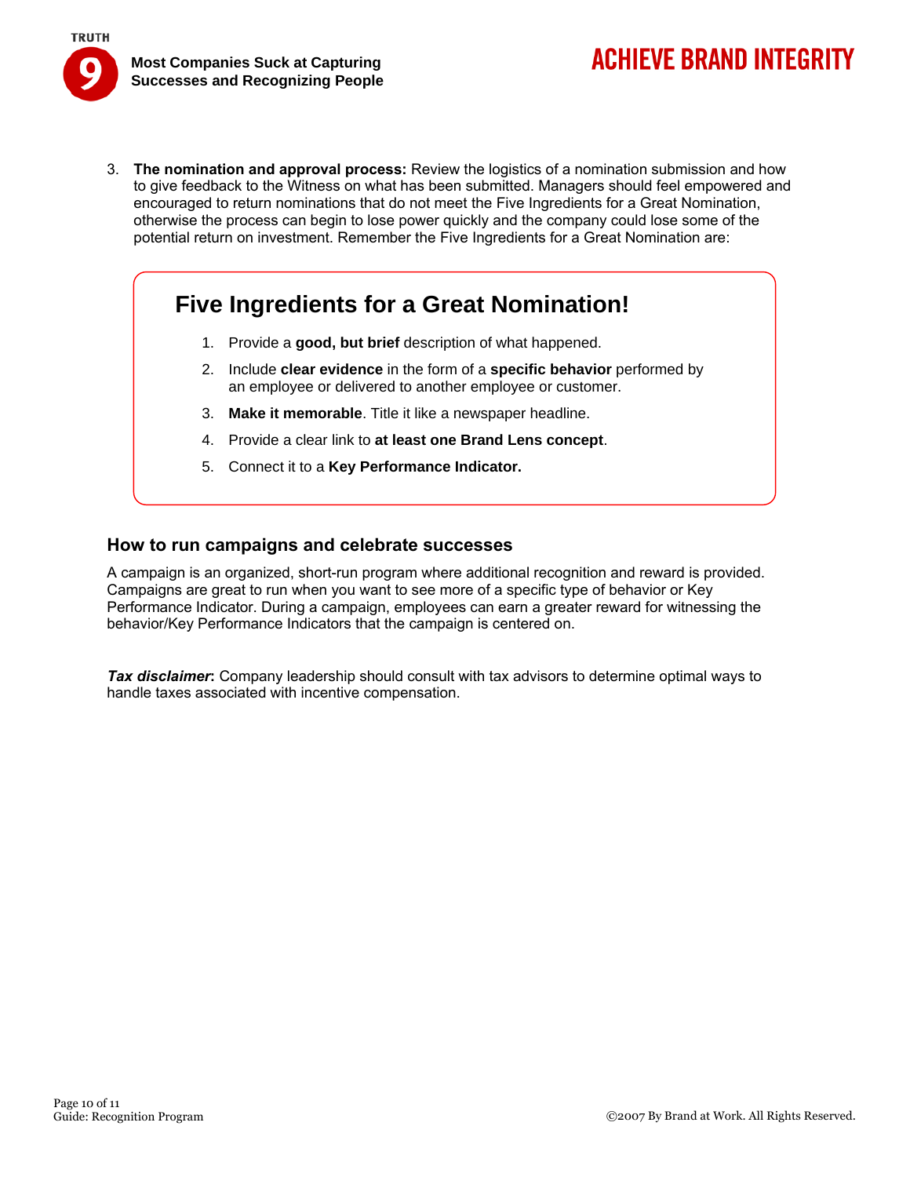3. **The nomination and approval process:** Review the logistics of a nomination submission and how to give feedback to the Witness on what has been submitted. Managers should feel empowered and encouraged to return nominations that do not meet the Five Ingredients for a Great Nomination, otherwise the process can begin to lose power quickly and the company could lose some of the potential return on investment. Remember the Five Ingredients for a Great Nomination are:

## Five Ingredients for a Great Nomination!

1. Provide a **good, but brief** description of what happened.
2. Include **clear evidence** in the form of a **specific behavior** performed by an employee or delivered to another employee or customer.
3. **Make it memorable**. Title it like a newspaper headline.
4. Provide a clear link to **at least one Brand Lens concept**.
5. Connect it to a **Key Performance Indicator.**

### How to run campaigns and celebrate successes

A campaign is an organized, short-run program where additional recognition and reward is provided. Campaigns are great to run when you want to see more of a specific type of behavior or Key Performance Indicator. During a campaign, employees can earn a greater reward for witnessing the behavior/Key Performance Indicators that the campaign is centered on.

***Tax disclaimer*:** Company leadership should consult with tax advisors to determine optimal ways to handle taxes associated with incentive compensation.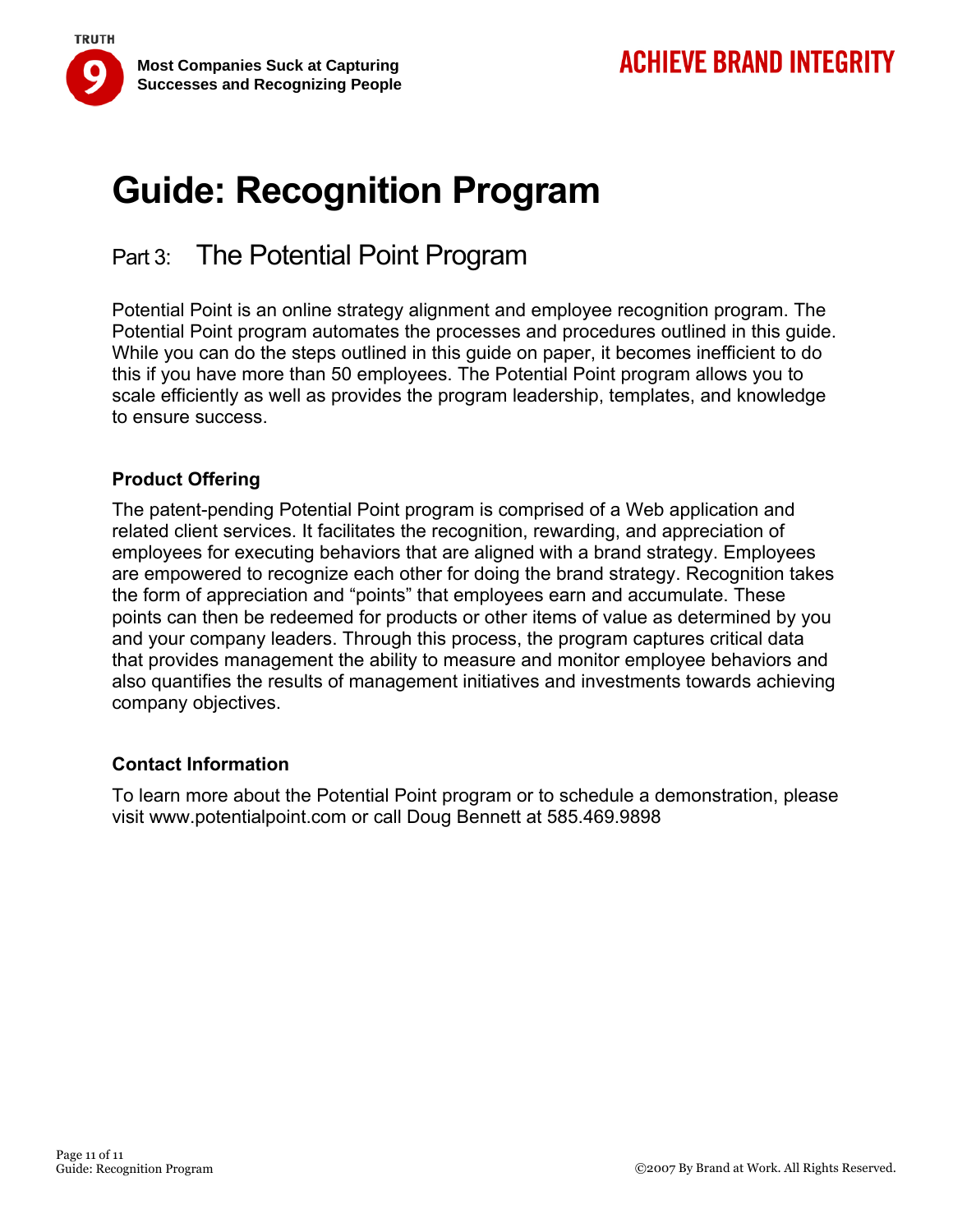# Guide: Recognition Program

## Part 3: The Potential Point Program

Potential Point is an online strategy alignment and employee recognition program. The Potential Point program automates the processes and procedures outlined in this guide. While you can do the steps outlined in this guide on paper, it becomes inefficient to do this if you have more than 50 employees. The Potential Point program allows you to scale efficiently as well as provides the program leadership, templates, and knowledge to ensure success.

### Product Offering

The patent-pending Potential Point program is comprised of a Web application and related client services. It facilitates the recognition, rewarding, and appreciation of employees for executing behaviors that are aligned with a brand strategy. Employees are empowered to recognize each other for doing the brand strategy. Recognition takes the form of appreciation and "points" that employees earn and accumulate. These points can then be redeemed for products or other items of value as determined by you and your company leaders. Through this process, the program captures critical data that provides management the ability to measure and monitor employee behaviors and also quantifies the results of management initiatives and investments towards achieving company objectives.

### Contact Information

To learn more about the Potential Point program or to schedule a demonstration, please visit www.potentialpoint.com or call Doug Bennett at 585.469.9898